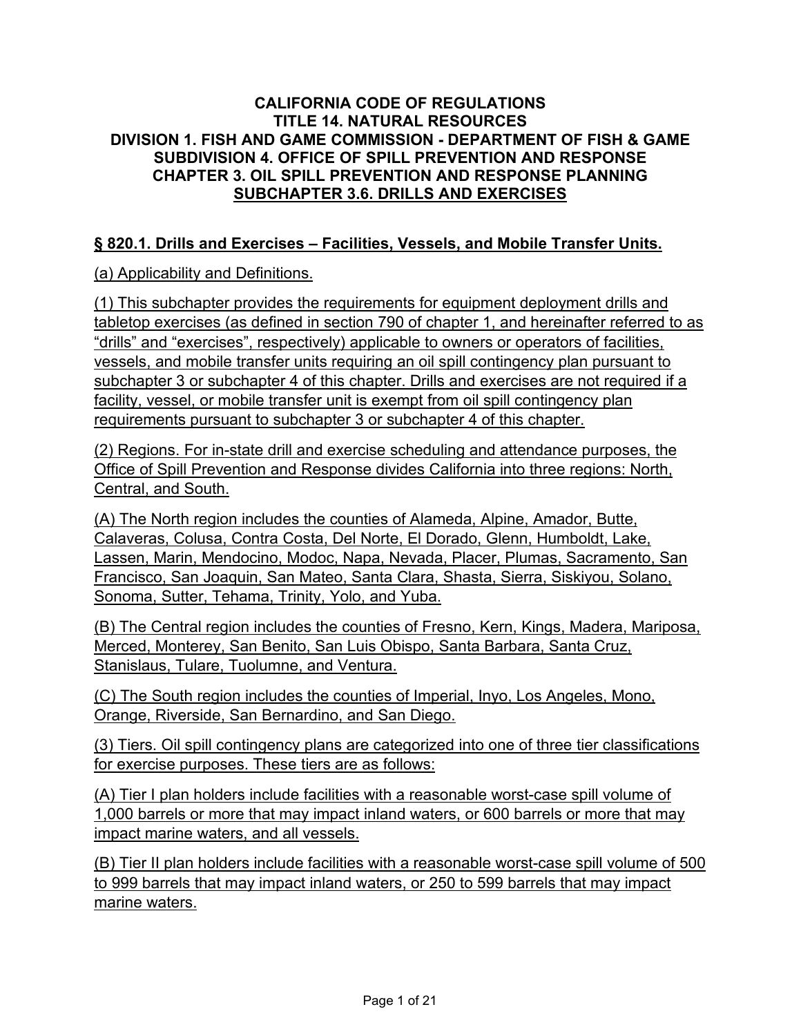**CALIFORNIA CODE OF REGULATIONS**
**TITLE 14. NATURAL RESOURCES**
**DIVISION 1. FISH AND GAME COMMISSION - DEPARTMENT OF FISH & GAME**
**SUBDIVISION 4. OFFICE OF SPILL PREVENTION AND RESPONSE**
**CHAPTER 3. OIL SPILL PREVENTION AND RESPONSE PLANNING**
**SUBCHAPTER 3.6. DRILLS AND EXERCISES**

## § 820.1. Drills and Exercises – Facilities, Vessels, and Mobile Transfer Units.

(a) Applicability and Definitions.

(1) This subchapter provides the requirements for equipment deployment drills and tabletop exercises (as defined in section 790 of chapter 1, and hereinafter referred to as "drills" and "exercises", respectively) applicable to owners or operators of facilities, vessels, and mobile transfer units requiring an oil spill contingency plan pursuant to subchapter 3 or subchapter 4 of this chapter. Drills and exercises are not required if a facility, vessel, or mobile transfer unit is exempt from oil spill contingency plan requirements pursuant to subchapter 3 or subchapter 4 of this chapter.

(2) Regions. For in-state drill and exercise scheduling and attendance purposes, the Office of Spill Prevention and Response divides California into three regions: North, Central, and South.

(A) The North region includes the counties of Alameda, Alpine, Amador, Butte, Calaveras, Colusa, Contra Costa, Del Norte, El Dorado, Glenn, Humboldt, Lake, Lassen, Marin, Mendocino, Modoc, Napa, Nevada, Placer, Plumas, Sacramento, San Francisco, San Joaquin, San Mateo, Santa Clara, Shasta, Sierra, Siskiyou, Solano, Sonoma, Sutter, Tehama, Trinity, Yolo, and Yuba.

(B) The Central region includes the counties of Fresno, Kern, Kings, Madera, Mariposa, Merced, Monterey, San Benito, San Luis Obispo, Santa Barbara, Santa Cruz, Stanislaus, Tulare, Tuolumne, and Ventura.

(C) The South region includes the counties of Imperial, Inyo, Los Angeles, Mono, Orange, Riverside, San Bernardino, and San Diego.

(3) Tiers. Oil spill contingency plans are categorized into one of three tier classifications for exercise purposes. These tiers are as follows:

(A) Tier I plan holders include facilities with a reasonable worst-case spill volume of 1,000 barrels or more that may impact inland waters, or 600 barrels or more that may impact marine waters, and all vessels.

(B) Tier II plan holders include facilities with a reasonable worst-case spill volume of 500 to 999 barrels that may impact inland waters, or 250 to 599 barrels that may impact marine waters.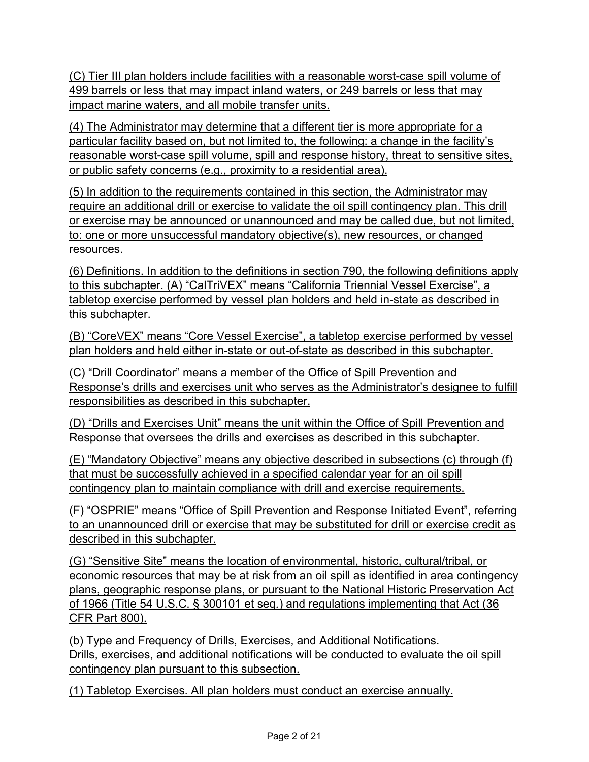(C) Tier III plan holders include facilities with a reasonable worst-case spill volume of 499 barrels or less that may impact inland waters, or 249 barrels or less that may impact marine waters, and all mobile transfer units.

(4) The Administrator may determine that a different tier is more appropriate for a particular facility based on, but not limited to, the following: a change in the facility's reasonable worst-case spill volume, spill and response history, threat to sensitive sites, or public safety concerns (e.g., proximity to a residential area).

(5) In addition to the requirements contained in this section, the Administrator may require an additional drill or exercise to validate the oil spill contingency plan. This drill or exercise may be announced or unannounced and may be called due, but not limited, to: one or more unsuccessful mandatory objective(s), new resources, or changed resources.

(6) Definitions. In addition to the definitions in section 790, the following definitions apply to this subchapter. (A) "CalTriVEX" means "California Triennial Vessel Exercise", a tabletop exercise performed by vessel plan holders and held in-state as described in this subchapter.

(B) "CoreVEX" means "Core Vessel Exercise", a tabletop exercise performed by vessel plan holders and held either in-state or out-of-state as described in this subchapter.

(C) "Drill Coordinator" means a member of the Office of Spill Prevention and Response's drills and exercises unit who serves as the Administrator's designee to fulfill responsibilities as described in this subchapter.

(D) "Drills and Exercises Unit" means the unit within the Office of Spill Prevention and Response that oversees the drills and exercises as described in this subchapter.

(E) "Mandatory Objective" means any objective described in subsections (c) through (f) that must be successfully achieved in a specified calendar year for an oil spill contingency plan to maintain compliance with drill and exercise requirements.

(F) "OSPRIE" means "Office of Spill Prevention and Response Initiated Event", referring to an unannounced drill or exercise that may be substituted for drill or exercise credit as described in this subchapter.

(G) "Sensitive Site" means the location of environmental, historic, cultural/tribal, or economic resources that may be at risk from an oil spill as identified in area contingency plans, geographic response plans, or pursuant to the National Historic Preservation Act of 1966 (Title 54 U.S.C. § 300101 et seq.) and regulations implementing that Act (36 CFR Part 800).

(b) Type and Frequency of Drills, Exercises, and Additional Notifications.
Drills, exercises, and additional notifications will be conducted to evaluate the oil spill contingency plan pursuant to this subsection.

(1) Tabletop Exercises. All plan holders must conduct an exercise annually.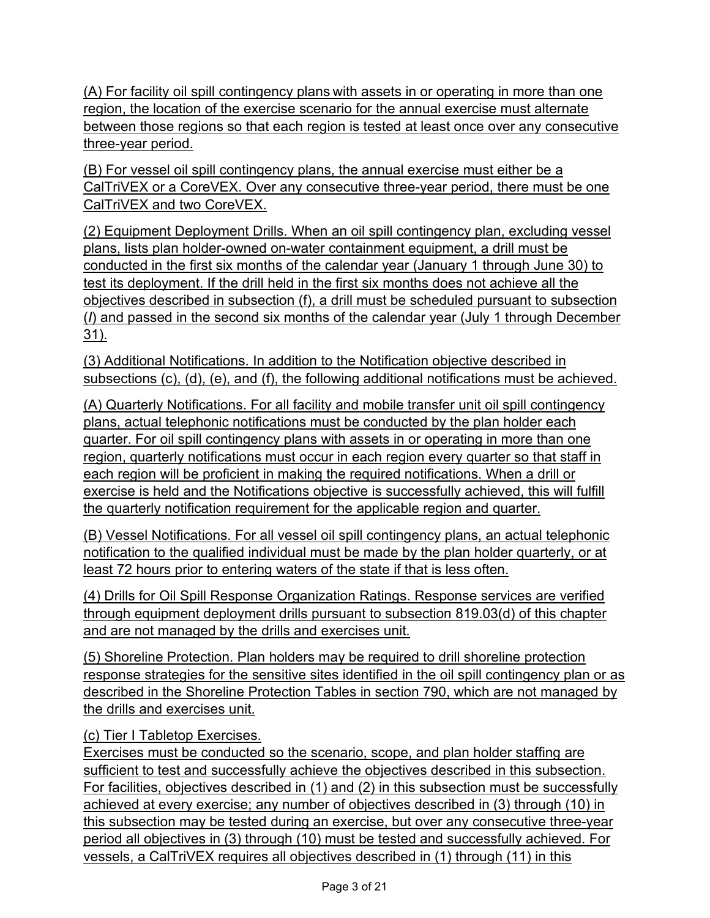(A) For facility oil spill contingency plans with assets in or operating in more than one region, the location of the exercise scenario for the annual exercise must alternate between those regions so that each region is tested at least once over any consecutive three-year period.

(B) For vessel oil spill contingency plans, the annual exercise must either be a CalTriVEX or a CoreVEX. Over any consecutive three-year period, there must be one CalTriVEX and two CoreVEX.

(2) Equipment Deployment Drills. When an oil spill contingency plan, excluding vessel plans, lists plan holder-owned on-water containment equipment, a drill must be conducted in the first six months of the calendar year (January 1 through June 30) to test its deployment. If the drill held in the first six months does not achieve all the objectives described in subsection (f), a drill must be scheduled pursuant to subsection (*l*) and passed in the second six months of the calendar year (July 1 through December 31).

(3) Additional Notifications. In addition to the Notification objective described in subsections (c), (d), (e), and (f), the following additional notifications must be achieved.

(A) Quarterly Notifications. For all facility and mobile transfer unit oil spill contingency plans, actual telephonic notifications must be conducted by the plan holder each quarter. For oil spill contingency plans with assets in or operating in more than one region, quarterly notifications must occur in each region every quarter so that staff in each region will be proficient in making the required notifications. When a drill or exercise is held and the Notifications objective is successfully achieved, this will fulfill the quarterly notification requirement for the applicable region and quarter.

(B) Vessel Notifications. For all vessel oil spill contingency plans, an actual telephonic notification to the qualified individual must be made by the plan holder quarterly, or at least 72 hours prior to entering waters of the state if that is less often.

(4) Drills for Oil Spill Response Organization Ratings. Response services are verified through equipment deployment drills pursuant to subsection 819.03(d) of this chapter and are not managed by the drills and exercises unit.

(5) Shoreline Protection. Plan holders may be required to drill shoreline protection response strategies for the sensitive sites identified in the oil spill contingency plan or as described in the Shoreline Protection Tables in section 790, which are not managed by the drills and exercises unit.

(c) Tier I Tabletop Exercises.
Exercises must be conducted so the scenario, scope, and plan holder staffing are sufficient to test and successfully achieve the objectives described in this subsection. For facilities, objectives described in (1) and (2) in this subsection must be successfully achieved at every exercise; any number of objectives described in (3) through (10) in this subsection may be tested during an exercise, but over any consecutive three-year period all objectives in (3) through (10) must be tested and successfully achieved. For vessels, a CalTriVEX requires all objectives described in (1) through (11) in this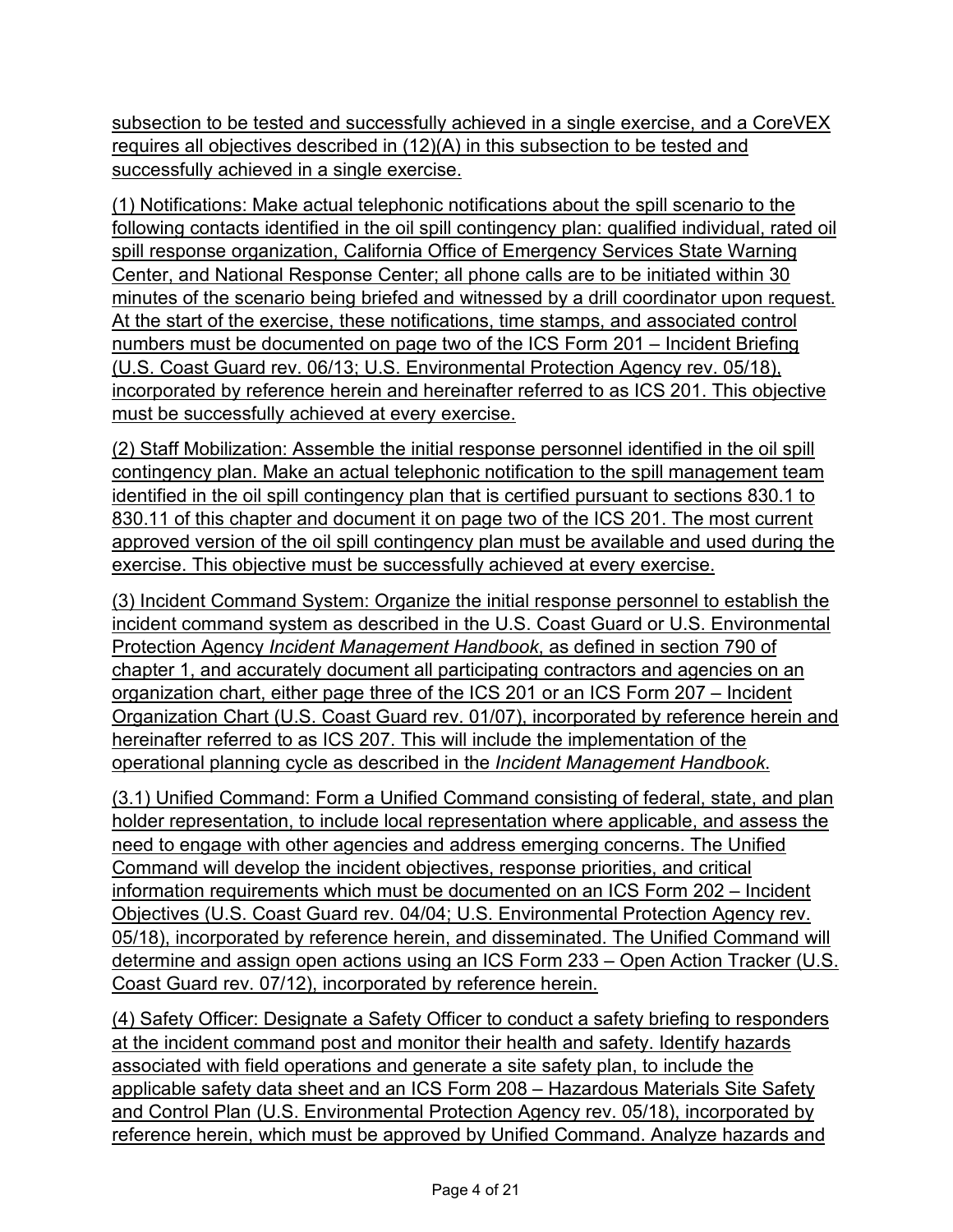subsection to be tested and successfully achieved in a single exercise, and a CoreVEX requires all objectives described in (12)(A) in this subsection to be tested and successfully achieved in a single exercise.

(1) Notifications: Make actual telephonic notifications about the spill scenario to the following contacts identified in the oil spill contingency plan: qualified individual, rated oil spill response organization, California Office of Emergency Services State Warning Center, and National Response Center; all phone calls are to be initiated within 30 minutes of the scenario being briefed and witnessed by a drill coordinator upon request. At the start of the exercise, these notifications, time stamps, and associated control numbers must be documented on page two of the ICS Form 201 – Incident Briefing (U.S. Coast Guard rev. 06/13; U.S. Environmental Protection Agency rev. 05/18), incorporated by reference herein and hereinafter referred to as ICS 201. This objective must be successfully achieved at every exercise.

(2) Staff Mobilization: Assemble the initial response personnel identified in the oil spill contingency plan. Make an actual telephonic notification to the spill management team identified in the oil spill contingency plan that is certified pursuant to sections 830.1 to 830.11 of this chapter and document it on page two of the ICS 201. The most current approved version of the oil spill contingency plan must be available and used during the exercise. This objective must be successfully achieved at every exercise.

(3) Incident Command System: Organize the initial response personnel to establish the incident command system as described in the U.S. Coast Guard or U.S. Environmental Protection Agency *Incident Management Handbook*, as defined in section 790 of chapter 1, and accurately document all participating contractors and agencies on an organization chart, either page three of the ICS 201 or an ICS Form 207 – Incident Organization Chart (U.S. Coast Guard rev. 01/07), incorporated by reference herein and hereinafter referred to as ICS 207. This will include the implementation of the operational planning cycle as described in the *Incident Management Handbook*.

(3.1) Unified Command: Form a Unified Command consisting of federal, state, and plan holder representation, to include local representation where applicable, and assess the need to engage with other agencies and address emerging concerns. The Unified Command will develop the incident objectives, response priorities, and critical information requirements which must be documented on an ICS Form 202 – Incident Objectives (U.S. Coast Guard rev. 04/04; U.S. Environmental Protection Agency rev. 05/18), incorporated by reference herein, and disseminated. The Unified Command will determine and assign open actions using an ICS Form 233 – Open Action Tracker (U.S. Coast Guard rev. 07/12), incorporated by reference herein.

(4) Safety Officer: Designate a Safety Officer to conduct a safety briefing to responders at the incident command post and monitor their health and safety. Identify hazards associated with field operations and generate a site safety plan, to include the applicable safety data sheet and an ICS Form 208 – Hazardous Materials Site Safety and Control Plan (U.S. Environmental Protection Agency rev. 05/18), incorporated by reference herein, which must be approved by Unified Command. Analyze hazards and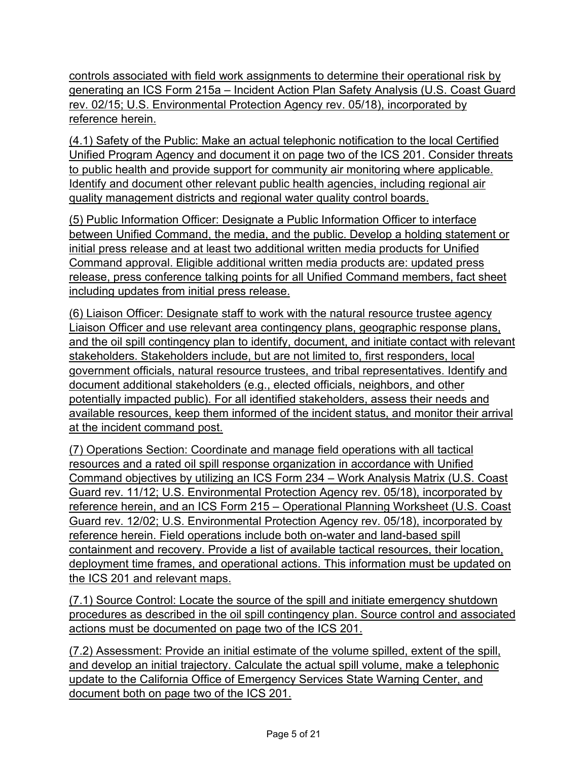controls associated with field work assignments to determine their operational risk by generating an ICS Form 215a – Incident Action Plan Safety Analysis (U.S. Coast Guard rev. 02/15; U.S. Environmental Protection Agency rev. 05/18), incorporated by reference herein.

(4.1) Safety of the Public: Make an actual telephonic notification to the local Certified Unified Program Agency and document it on page two of the ICS 201. Consider threats to public health and provide support for community air monitoring where applicable. Identify and document other relevant public health agencies, including regional air quality management districts and regional water quality control boards.

(5) Public Information Officer: Designate a Public Information Officer to interface between Unified Command, the media, and the public. Develop a holding statement or initial press release and at least two additional written media products for Unified Command approval. Eligible additional written media products are: updated press release, press conference talking points for all Unified Command members, fact sheet including updates from initial press release.

(6) Liaison Officer: Designate staff to work with the natural resource trustee agency Liaison Officer and use relevant area contingency plans, geographic response plans, and the oil spill contingency plan to identify, document, and initiate contact with relevant stakeholders. Stakeholders include, but are not limited to, first responders, local government officials, natural resource trustees, and tribal representatives. Identify and document additional stakeholders (e.g., elected officials, neighbors, and other potentially impacted public). For all identified stakeholders, assess their needs and available resources, keep them informed of the incident status, and monitor their arrival at the incident command post.

(7) Operations Section: Coordinate and manage field operations with all tactical resources and a rated oil spill response organization in accordance with Unified Command objectives by utilizing an ICS Form 234 – Work Analysis Matrix (U.S. Coast Guard rev. 11/12; U.S. Environmental Protection Agency rev. 05/18), incorporated by reference herein, and an ICS Form 215 – Operational Planning Worksheet (U.S. Coast Guard rev. 12/02; U.S. Environmental Protection Agency rev. 05/18), incorporated by reference herein. Field operations include both on-water and land-based spill containment and recovery. Provide a list of available tactical resources, their location, deployment time frames, and operational actions. This information must be updated on the ICS 201 and relevant maps.

(7.1) Source Control: Locate the source of the spill and initiate emergency shutdown procedures as described in the oil spill contingency plan. Source control and associated actions must be documented on page two of the ICS 201.

(7.2) Assessment: Provide an initial estimate of the volume spilled, extent of the spill, and develop an initial trajectory. Calculate the actual spill volume, make a telephonic update to the California Office of Emergency Services State Warning Center, and document both on page two of the ICS 201.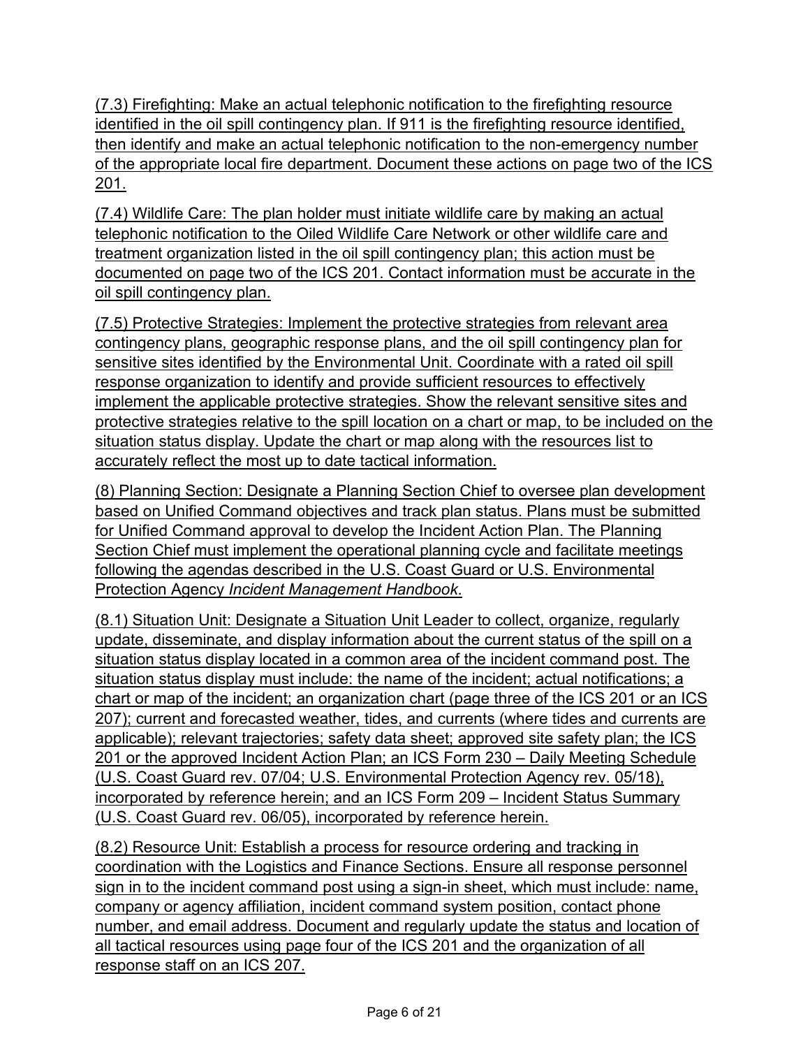(7.3) Firefighting: Make an actual telephonic notification to the firefighting resource identified in the oil spill contingency plan. If 911 is the firefighting resource identified, then identify and make an actual telephonic notification to the non-emergency number of the appropriate local fire department. Document these actions on page two of the ICS 201.

(7.4) Wildlife Care: The plan holder must initiate wildlife care by making an actual telephonic notification to the Oiled Wildlife Care Network or other wildlife care and treatment organization listed in the oil spill contingency plan; this action must be documented on page two of the ICS 201. Contact information must be accurate in the oil spill contingency plan.

(7.5) Protective Strategies: Implement the protective strategies from relevant area contingency plans, geographic response plans, and the oil spill contingency plan for sensitive sites identified by the Environmental Unit. Coordinate with a rated oil spill response organization to identify and provide sufficient resources to effectively implement the applicable protective strategies. Show the relevant sensitive sites and protective strategies relative to the spill location on a chart or map, to be included on the situation status display. Update the chart or map along with the resources list to accurately reflect the most up to date tactical information.

(8) Planning Section: Designate a Planning Section Chief to oversee plan development based on Unified Command objectives and track plan status. Plans must be submitted for Unified Command approval to develop the Incident Action Plan. The Planning Section Chief must implement the operational planning cycle and facilitate meetings following the agendas described in the U.S. Coast Guard or U.S. Environmental Protection Agency *Incident Management Handbook*.

(8.1) Situation Unit: Designate a Situation Unit Leader to collect, organize, regularly update, disseminate, and display information about the current status of the spill on a situation status display located in a common area of the incident command post. The situation status display must include: the name of the incident; actual notifications; a chart or map of the incident; an organization chart (page three of the ICS 201 or an ICS 207); current and forecasted weather, tides, and currents (where tides and currents are applicable); relevant trajectories; safety data sheet; approved site safety plan; the ICS 201 or the approved Incident Action Plan; an ICS Form 230 – Daily Meeting Schedule (U.S. Coast Guard rev. 07/04; U.S. Environmental Protection Agency rev. 05/18), incorporated by reference herein; and an ICS Form 209 – Incident Status Summary (U.S. Coast Guard rev. 06/05), incorporated by reference herein.

(8.2) Resource Unit: Establish a process for resource ordering and tracking in coordination with the Logistics and Finance Sections. Ensure all response personnel sign in to the incident command post using a sign-in sheet, which must include: name, company or agency affiliation, incident command system position, contact phone number, and email address. Document and regularly update the status and location of all tactical resources using page four of the ICS 201 and the organization of all response staff on an ICS 207.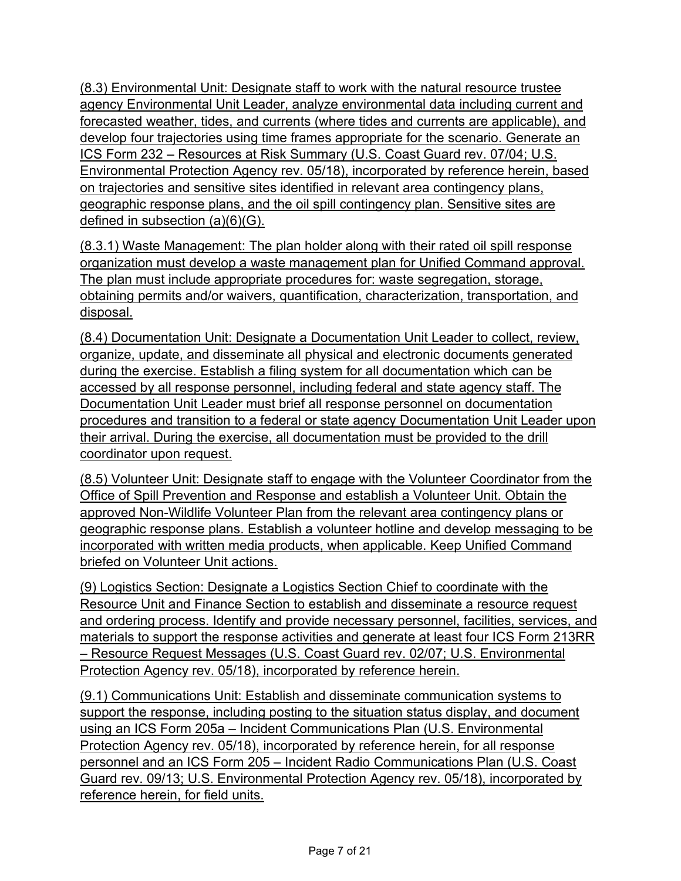(8.3) Environmental Unit: Designate staff to work with the natural resource trustee agency Environmental Unit Leader, analyze environmental data including current and forecasted weather, tides, and currents (where tides and currents are applicable), and develop four trajectories using time frames appropriate for the scenario. Generate an ICS Form 232 – Resources at Risk Summary (U.S. Coast Guard rev. 07/04; U.S. Environmental Protection Agency rev. 05/18), incorporated by reference herein, based on trajectories and sensitive sites identified in relevant area contingency plans, geographic response plans, and the oil spill contingency plan. Sensitive sites are defined in subsection (a)(6)(G).

(8.3.1) Waste Management: The plan holder along with their rated oil spill response organization must develop a waste management plan for Unified Command approval. The plan must include appropriate procedures for: waste segregation, storage, obtaining permits and/or waivers, quantification, characterization, transportation, and disposal.

(8.4) Documentation Unit: Designate a Documentation Unit Leader to collect, review, organize, update, and disseminate all physical and electronic documents generated during the exercise. Establish a filing system for all documentation which can be accessed by all response personnel, including federal and state agency staff. The Documentation Unit Leader must brief all response personnel on documentation procedures and transition to a federal or state agency Documentation Unit Leader upon their arrival. During the exercise, all documentation must be provided to the drill coordinator upon request.

(8.5) Volunteer Unit: Designate staff to engage with the Volunteer Coordinator from the Office of Spill Prevention and Response and establish a Volunteer Unit. Obtain the approved Non-Wildlife Volunteer Plan from the relevant area contingency plans or geographic response plans. Establish a volunteer hotline and develop messaging to be incorporated with written media products, when applicable. Keep Unified Command briefed on Volunteer Unit actions.

(9) Logistics Section: Designate a Logistics Section Chief to coordinate with the Resource Unit and Finance Section to establish and disseminate a resource request and ordering process. Identify and provide necessary personnel, facilities, services, and materials to support the response activities and generate at least four ICS Form 213RR – Resource Request Messages (U.S. Coast Guard rev. 02/07; U.S. Environmental Protection Agency rev. 05/18), incorporated by reference herein.

(9.1) Communications Unit: Establish and disseminate communication systems to support the response, including posting to the situation status display, and document using an ICS Form 205a – Incident Communications Plan (U.S. Environmental Protection Agency rev. 05/18), incorporated by reference herein, for all response personnel and an ICS Form 205 – Incident Radio Communications Plan (U.S. Coast Guard rev. 09/13; U.S. Environmental Protection Agency rev. 05/18), incorporated by reference herein, for field units.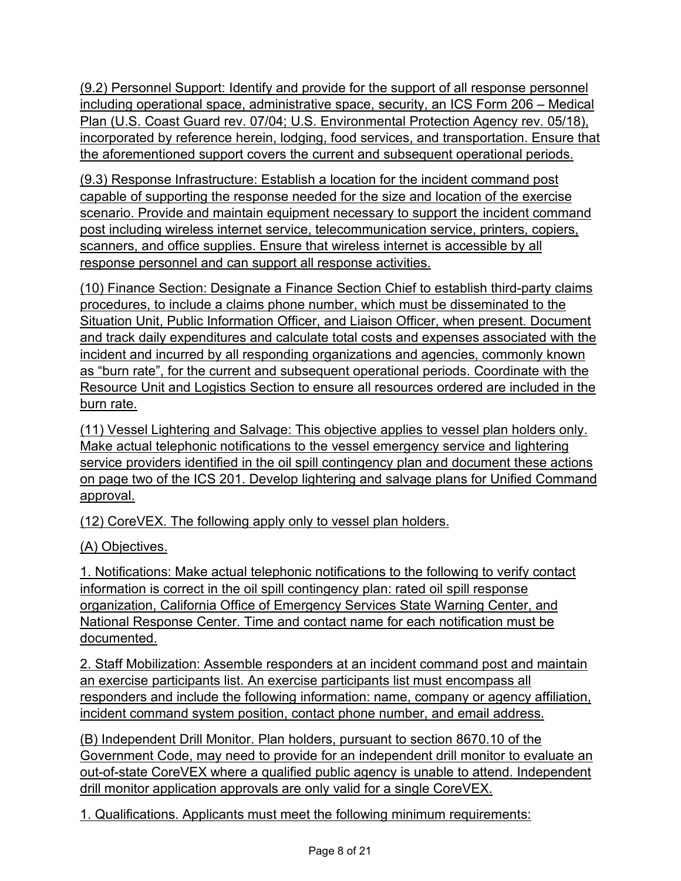(9.2) Personnel Support: Identify and provide for the support of all response personnel including operational space, administrative space, security, an ICS Form 206 – Medical Plan (U.S. Coast Guard rev. 07/04; U.S. Environmental Protection Agency rev. 05/18), incorporated by reference herein, lodging, food services, and transportation. Ensure that the aforementioned support covers the current and subsequent operational periods.

(9.3) Response Infrastructure: Establish a location for the incident command post capable of supporting the response needed for the size and location of the exercise scenario. Provide and maintain equipment necessary to support the incident command post including wireless internet service, telecommunication service, printers, copiers, scanners, and office supplies. Ensure that wireless internet is accessible by all response personnel and can support all response activities.

(10) Finance Section: Designate a Finance Section Chief to establish third-party claims procedures, to include a claims phone number, which must be disseminated to the Situation Unit, Public Information Officer, and Liaison Officer, when present. Document and track daily expenditures and calculate total costs and expenses associated with the incident and incurred by all responding organizations and agencies, commonly known as "burn rate", for the current and subsequent operational periods. Coordinate with the Resource Unit and Logistics Section to ensure all resources ordered are included in the burn rate.

(11) Vessel Lightering and Salvage: This objective applies to vessel plan holders only. Make actual telephonic notifications to the vessel emergency service and lightering service providers identified in the oil spill contingency plan and document these actions on page two of the ICS 201. Develop lightering and salvage plans for Unified Command approval.

(12) CoreVEX. The following apply only to vessel plan holders.

(A) Objectives.

1. Notifications: Make actual telephonic notifications to the following to verify contact information is correct in the oil spill contingency plan: rated oil spill response organization, California Office of Emergency Services State Warning Center, and National Response Center. Time and contact name for each notification must be documented.

2. Staff Mobilization: Assemble responders at an incident command post and maintain an exercise participants list. An exercise participants list must encompass all responders and include the following information: name, company or agency affiliation, incident command system position, contact phone number, and email address.

(B) Independent Drill Monitor. Plan holders, pursuant to section 8670.10 of the Government Code, may need to provide for an independent drill monitor to evaluate an out-of-state CoreVEX where a qualified public agency is unable to attend. Independent drill monitor application approvals are only valid for a single CoreVEX.

1. Qualifications. Applicants must meet the following minimum requirements: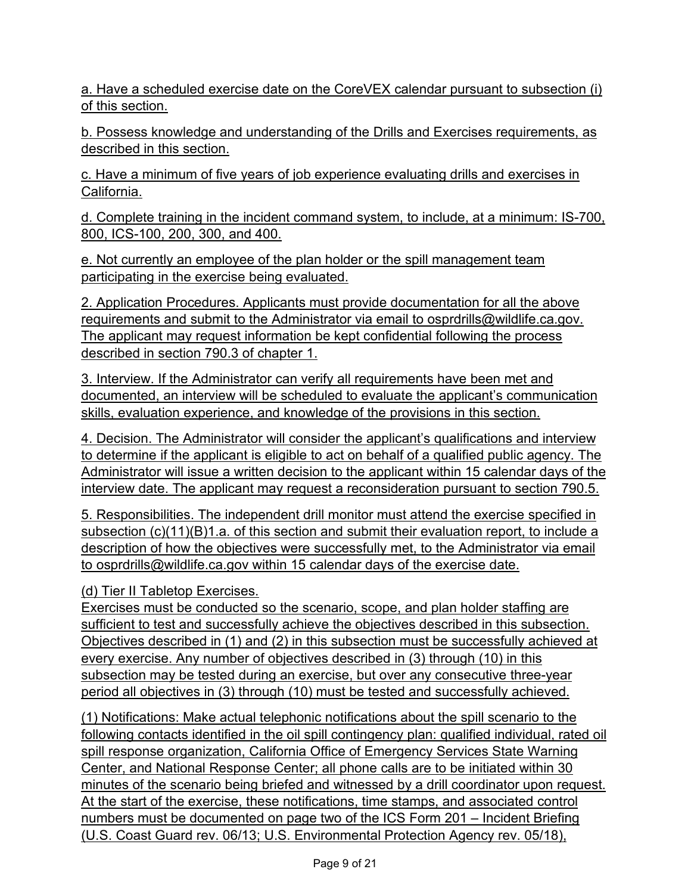a. Have a scheduled exercise date on the CoreVEX calendar pursuant to subsection (i) of this section.

b. Possess knowledge and understanding of the Drills and Exercises requirements, as described in this section.

c. Have a minimum of five years of job experience evaluating drills and exercises in California.

d. Complete training in the incident command system, to include, at a minimum: IS-700, 800, ICS-100, 200, 300, and 400.

e. Not currently an employee of the plan holder or the spill management team participating in the exercise being evaluated.

2. Application Procedures. Applicants must provide documentation for all the above requirements and submit to the Administrator via email to osprdrills@wildlife.ca.gov. The applicant may request information be kept confidential following the process described in section 790.3 of chapter 1.

3. Interview. If the Administrator can verify all requirements have been met and documented, an interview will be scheduled to evaluate the applicant's communication skills, evaluation experience, and knowledge of the provisions in this section.

4. Decision. The Administrator will consider the applicant's qualifications and interview to determine if the applicant is eligible to act on behalf of a qualified public agency. The Administrator will issue a written decision to the applicant within 15 calendar days of the interview date. The applicant may request a reconsideration pursuant to section 790.5.

5. Responsibilities. The independent drill monitor must attend the exercise specified in subsection (c)(11)(B)1.a. of this section and submit their evaluation report, to include a description of how the objectives were successfully met, to the Administrator via email to osprdrills@wildlife.ca.gov within 15 calendar days of the exercise date.

(d) Tier II Tabletop Exercises.
Exercises must be conducted so the scenario, scope, and plan holder staffing are sufficient to test and successfully achieve the objectives described in this subsection. Objectives described in (1) and (2) in this subsection must be successfully achieved at every exercise. Any number of objectives described in (3) through (10) in this subsection may be tested during an exercise, but over any consecutive three-year period all objectives in (3) through (10) must be tested and successfully achieved.

(1) Notifications: Make actual telephonic notifications about the spill scenario to the following contacts identified in the oil spill contingency plan: qualified individual, rated oil spill response organization, California Office of Emergency Services State Warning Center, and National Response Center; all phone calls are to be initiated within 30 minutes of the scenario being briefed and witnessed by a drill coordinator upon request. At the start of the exercise, these notifications, time stamps, and associated control numbers must be documented on page two of the ICS Form 201 – Incident Briefing (U.S. Coast Guard rev. 06/13; U.S. Environmental Protection Agency rev. 05/18),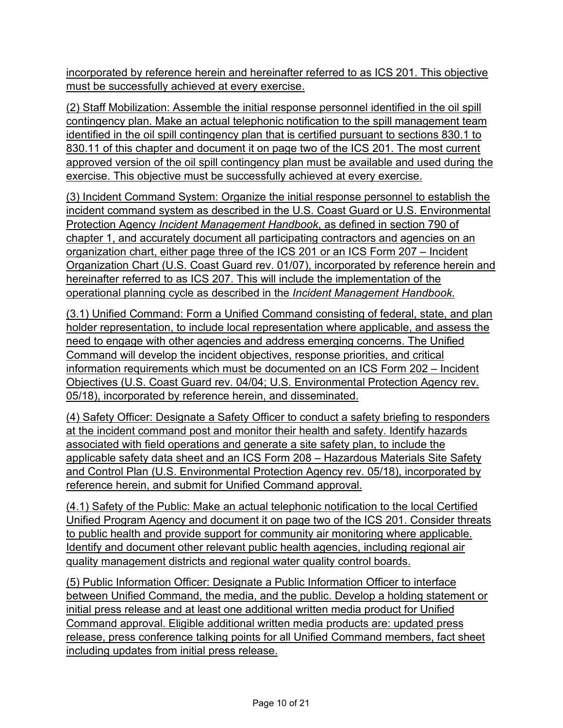incorporated by reference herein and hereinafter referred to as ICS 201. This objective must be successfully achieved at every exercise.

(2) Staff Mobilization: Assemble the initial response personnel identified in the oil spill contingency plan. Make an actual telephonic notification to the spill management team identified in the oil spill contingency plan that is certified pursuant to sections 830.1 to 830.11 of this chapter and document it on page two of the ICS 201. The most current approved version of the oil spill contingency plan must be available and used during the exercise. This objective must be successfully achieved at every exercise.

(3) Incident Command System: Organize the initial response personnel to establish the incident command system as described in the U.S. Coast Guard or U.S. Environmental Protection Agency *Incident Management Handbook*, as defined in section 790 of chapter 1, and accurately document all participating contractors and agencies on an organization chart, either page three of the ICS 201 or an ICS Form 207 – Incident Organization Chart (U.S. Coast Guard rev. 01/07), incorporated by reference herein and hereinafter referred to as ICS 207. This will include the implementation of the operational planning cycle as described in the *Incident Management Handbook*.

(3.1) Unified Command: Form a Unified Command consisting of federal, state, and plan holder representation, to include local representation where applicable, and assess the need to engage with other agencies and address emerging concerns. The Unified Command will develop the incident objectives, response priorities, and critical information requirements which must be documented on an ICS Form 202 – Incident Objectives (U.S. Coast Guard rev. 04/04; U.S. Environmental Protection Agency rev. 05/18), incorporated by reference herein, and disseminated.

(4) Safety Officer: Designate a Safety Officer to conduct a safety briefing to responders at the incident command post and monitor their health and safety. Identify hazards associated with field operations and generate a site safety plan, to include the applicable safety data sheet and an ICS Form 208 – Hazardous Materials Site Safety and Control Plan (U.S. Environmental Protection Agency rev. 05/18), incorporated by reference herein, and submit for Unified Command approval.

(4.1) Safety of the Public: Make an actual telephonic notification to the local Certified Unified Program Agency and document it on page two of the ICS 201. Consider threats to public health and provide support for community air monitoring where applicable. Identify and document other relevant public health agencies, including regional air quality management districts and regional water quality control boards.

(5) Public Information Officer: Designate a Public Information Officer to interface between Unified Command, the media, and the public. Develop a holding statement or initial press release and at least one additional written media product for Unified Command approval. Eligible additional written media products are: updated press release, press conference talking points for all Unified Command members, fact sheet including updates from initial press release.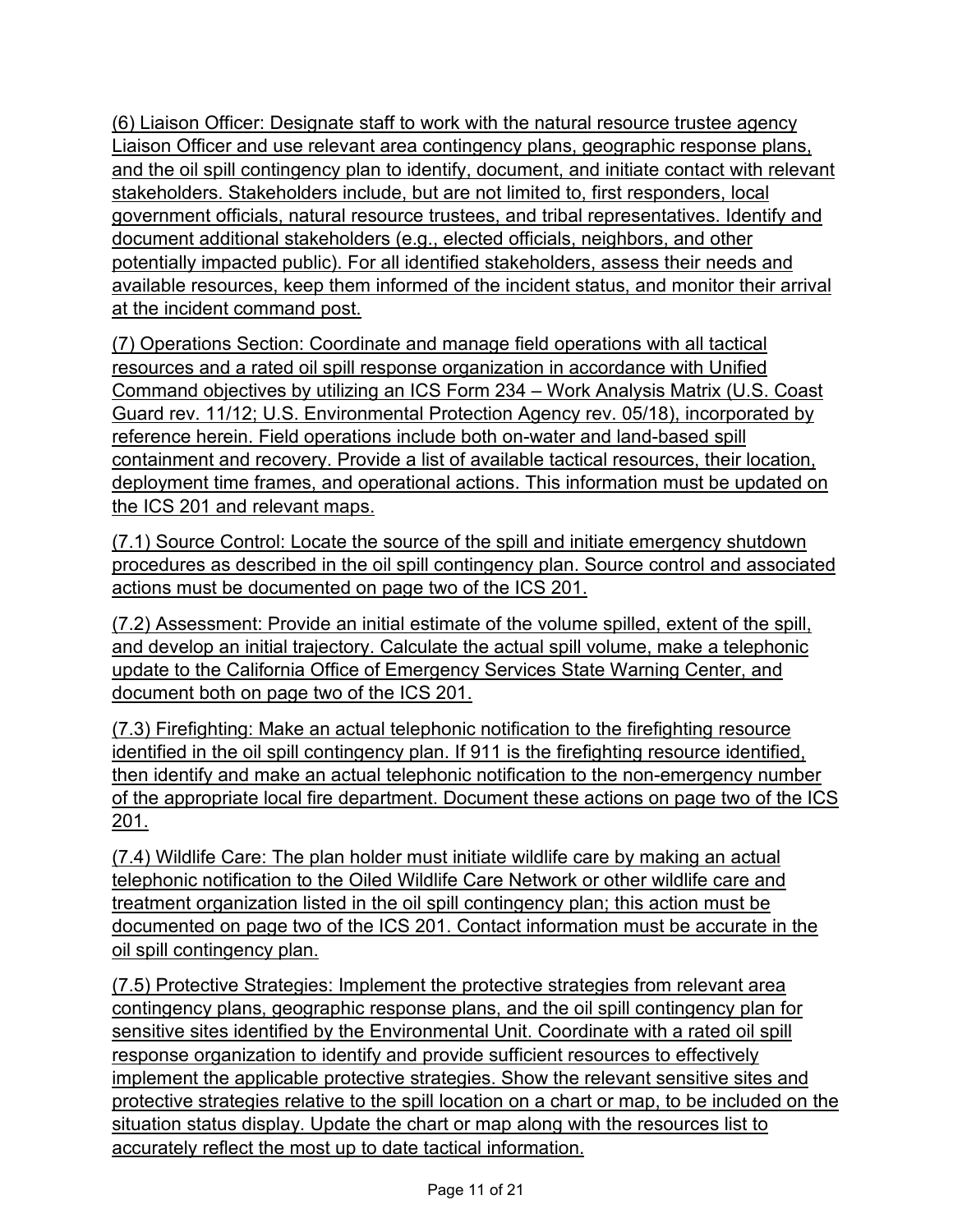(6) Liaison Officer: Designate staff to work with the natural resource trustee agency Liaison Officer and use relevant area contingency plans, geographic response plans, and the oil spill contingency plan to identify, document, and initiate contact with relevant stakeholders. Stakeholders include, but are not limited to, first responders, local government officials, natural resource trustees, and tribal representatives. Identify and document additional stakeholders (e.g., elected officials, neighbors, and other potentially impacted public). For all identified stakeholders, assess their needs and available resources, keep them informed of the incident status, and monitor their arrival at the incident command post.

(7) Operations Section: Coordinate and manage field operations with all tactical resources and a rated oil spill response organization in accordance with Unified Command objectives by utilizing an ICS Form 234 – Work Analysis Matrix (U.S. Coast Guard rev. 11/12; U.S. Environmental Protection Agency rev. 05/18), incorporated by reference herein. Field operations include both on-water and land-based spill containment and recovery. Provide a list of available tactical resources, their location, deployment time frames, and operational actions. This information must be updated on the ICS 201 and relevant maps.

(7.1) Source Control: Locate the source of the spill and initiate emergency shutdown procedures as described in the oil spill contingency plan. Source control and associated actions must be documented on page two of the ICS 201.

(7.2) Assessment: Provide an initial estimate of the volume spilled, extent of the spill, and develop an initial trajectory. Calculate the actual spill volume, make a telephonic update to the California Office of Emergency Services State Warning Center, and document both on page two of the ICS 201.

(7.3) Firefighting: Make an actual telephonic notification to the firefighting resource identified in the oil spill contingency plan. If 911 is the firefighting resource identified, then identify and make an actual telephonic notification to the non-emergency number of the appropriate local fire department. Document these actions on page two of the ICS 201.

(7.4) Wildlife Care: The plan holder must initiate wildlife care by making an actual telephonic notification to the Oiled Wildlife Care Network or other wildlife care and treatment organization listed in the oil spill contingency plan; this action must be documented on page two of the ICS 201. Contact information must be accurate in the oil spill contingency plan.

(7.5) Protective Strategies: Implement the protective strategies from relevant area contingency plans, geographic response plans, and the oil spill contingency plan for sensitive sites identified by the Environmental Unit. Coordinate with a rated oil spill response organization to identify and provide sufficient resources to effectively implement the applicable protective strategies. Show the relevant sensitive sites and protective strategies relative to the spill location on a chart or map, to be included on the situation status display. Update the chart or map along with the resources list to accurately reflect the most up to date tactical information.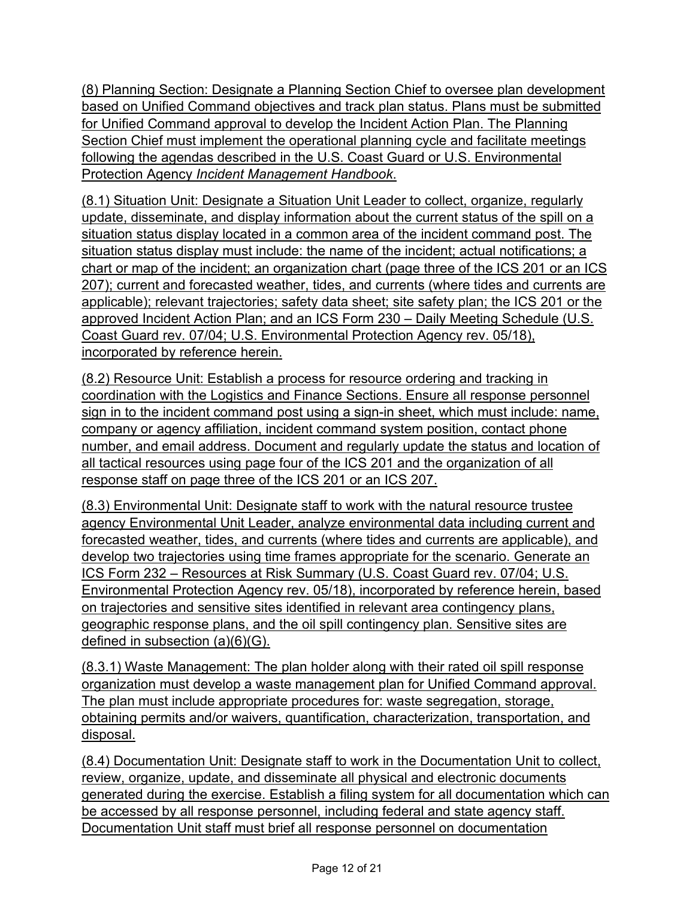(8) Planning Section: Designate a Planning Section Chief to oversee plan development based on Unified Command objectives and track plan status. Plans must be submitted for Unified Command approval to develop the Incident Action Plan. The Planning Section Chief must implement the operational planning cycle and facilitate meetings following the agendas described in the U.S. Coast Guard or U.S. Environmental Protection Agency *Incident Management Handbook*.

(8.1) Situation Unit: Designate a Situation Unit Leader to collect, organize, regularly update, disseminate, and display information about the current status of the spill on a situation status display located in a common area of the incident command post. The situation status display must include: the name of the incident; actual notifications; a chart or map of the incident; an organization chart (page three of the ICS 201 or an ICS 207); current and forecasted weather, tides, and currents (where tides and currents are applicable); relevant trajectories; safety data sheet; site safety plan; the ICS 201 or the approved Incident Action Plan; and an ICS Form 230 – Daily Meeting Schedule (U.S. Coast Guard rev. 07/04; U.S. Environmental Protection Agency rev. 05/18), incorporated by reference herein.

(8.2) Resource Unit: Establish a process for resource ordering and tracking in coordination with the Logistics and Finance Sections. Ensure all response personnel sign in to the incident command post using a sign-in sheet, which must include: name, company or agency affiliation, incident command system position, contact phone number, and email address. Document and regularly update the status and location of all tactical resources using page four of the ICS 201 and the organization of all response staff on page three of the ICS 201 or an ICS 207.

(8.3) Environmental Unit: Designate staff to work with the natural resource trustee agency Environmental Unit Leader, analyze environmental data including current and forecasted weather, tides, and currents (where tides and currents are applicable), and develop two trajectories using time frames appropriate for the scenario. Generate an ICS Form 232 – Resources at Risk Summary (U.S. Coast Guard rev. 07/04; U.S. Environmental Protection Agency rev. 05/18), incorporated by reference herein, based on trajectories and sensitive sites identified in relevant area contingency plans, geographic response plans, and the oil spill contingency plan. Sensitive sites are defined in subsection (a)(6)(G).

(8.3.1) Waste Management: The plan holder along with their rated oil spill response organization must develop a waste management plan for Unified Command approval. The plan must include appropriate procedures for: waste segregation, storage, obtaining permits and/or waivers, quantification, characterization, transportation, and disposal.

(8.4) Documentation Unit: Designate staff to work in the Documentation Unit to collect, review, organize, update, and disseminate all physical and electronic documents generated during the exercise. Establish a filing system for all documentation which can be accessed by all response personnel, including federal and state agency staff. Documentation Unit staff must brief all response personnel on documentation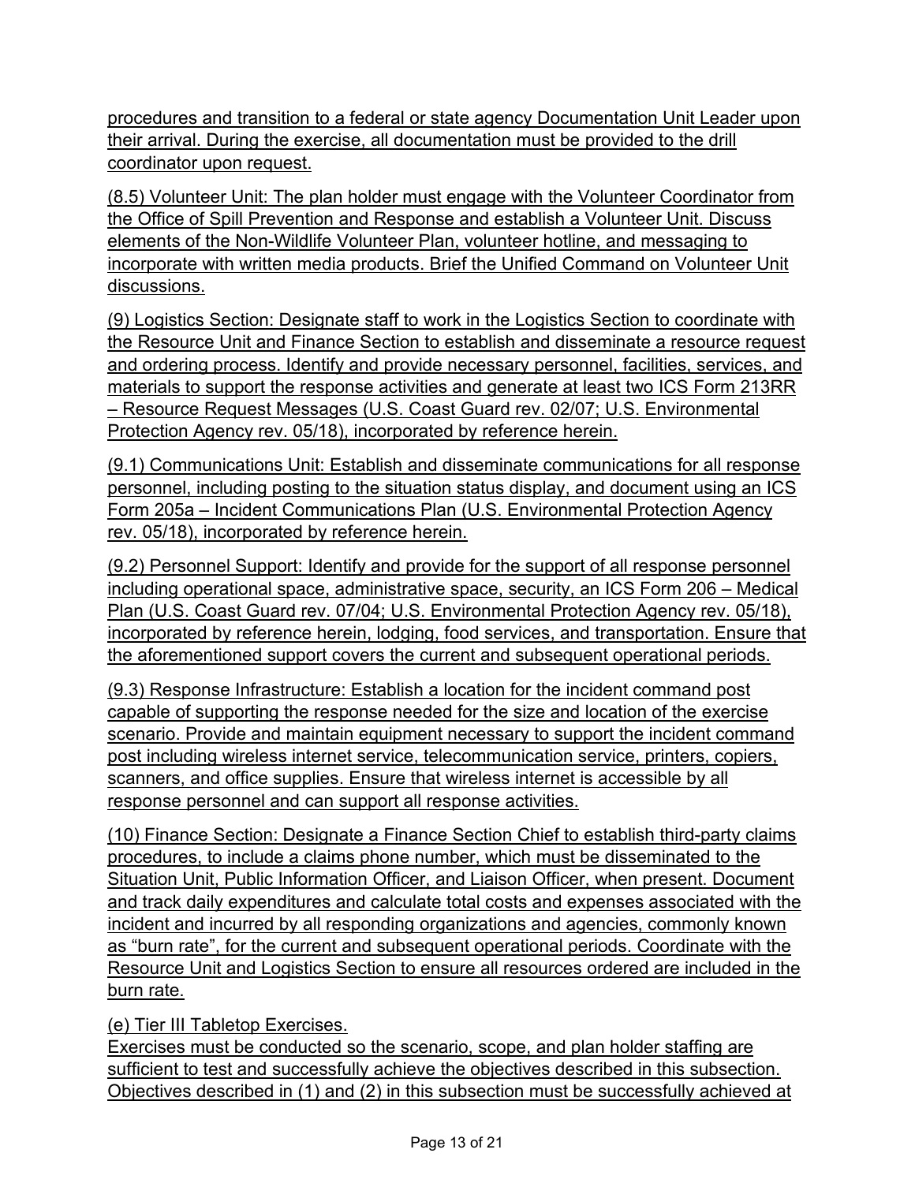procedures and transition to a federal or state agency Documentation Unit Leader upon their arrival. During the exercise, all documentation must be provided to the drill coordinator upon request.

(8.5) Volunteer Unit: The plan holder must engage with the Volunteer Coordinator from the Office of Spill Prevention and Response and establish a Volunteer Unit. Discuss elements of the Non-Wildlife Volunteer Plan, volunteer hotline, and messaging to incorporate with written media products. Brief the Unified Command on Volunteer Unit discussions.

(9) Logistics Section: Designate staff to work in the Logistics Section to coordinate with the Resource Unit and Finance Section to establish and disseminate a resource request and ordering process. Identify and provide necessary personnel, facilities, services, and materials to support the response activities and generate at least two ICS Form 213RR – Resource Request Messages (U.S. Coast Guard rev. 02/07; U.S. Environmental Protection Agency rev. 05/18), incorporated by reference herein.

(9.1) Communications Unit: Establish and disseminate communications for all response personnel, including posting to the situation status display, and document using an ICS Form 205a – Incident Communications Plan (U.S. Environmental Protection Agency rev. 05/18), incorporated by reference herein.

(9.2) Personnel Support: Identify and provide for the support of all response personnel including operational space, administrative space, security, an ICS Form 206 – Medical Plan (U.S. Coast Guard rev. 07/04; U.S. Environmental Protection Agency rev. 05/18), incorporated by reference herein, lodging, food services, and transportation. Ensure that the aforementioned support covers the current and subsequent operational periods.

(9.3) Response Infrastructure: Establish a location for the incident command post capable of supporting the response needed for the size and location of the exercise scenario. Provide and maintain equipment necessary to support the incident command post including wireless internet service, telecommunication service, printers, copiers, scanners, and office supplies. Ensure that wireless internet is accessible by all response personnel and can support all response activities.

(10) Finance Section: Designate a Finance Section Chief to establish third-party claims procedures, to include a claims phone number, which must be disseminated to the Situation Unit, Public Information Officer, and Liaison Officer, when present. Document and track daily expenditures and calculate total costs and expenses associated with the incident and incurred by all responding organizations and agencies, commonly known as "burn rate", for the current and subsequent operational periods. Coordinate with the Resource Unit and Logistics Section to ensure all resources ordered are included in the burn rate.

(e) Tier III Tabletop Exercises.

Exercises must be conducted so the scenario, scope, and plan holder staffing are sufficient to test and successfully achieve the objectives described in this subsection. Objectives described in (1) and (2) in this subsection must be successfully achieved at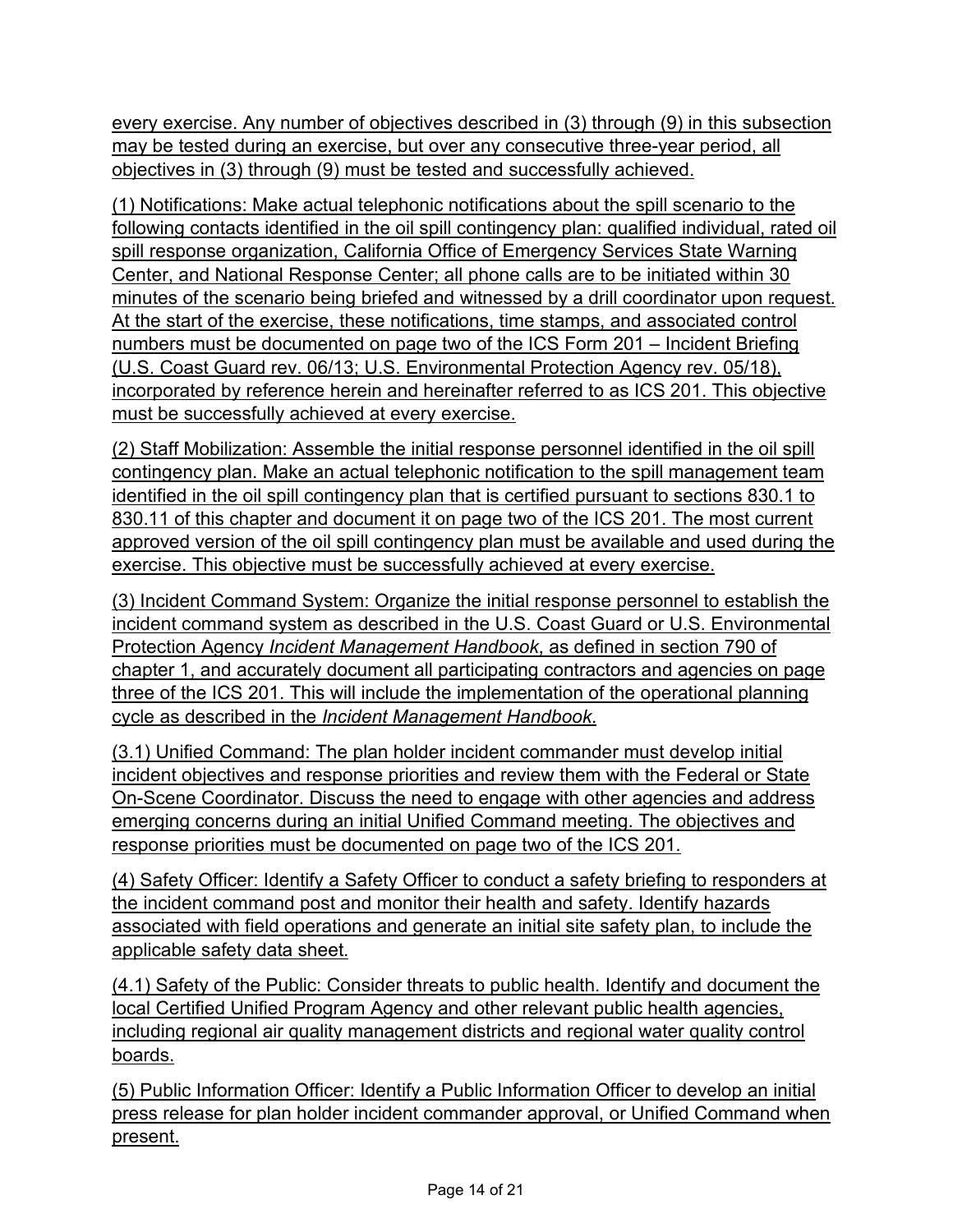every exercise. Any number of objectives described in (3) through (9) in this subsection may be tested during an exercise, but over any consecutive three-year period, all objectives in (3) through (9) must be tested and successfully achieved.

(1) Notifications: Make actual telephonic notifications about the spill scenario to the following contacts identified in the oil spill contingency plan: qualified individual, rated oil spill response organization, California Office of Emergency Services State Warning Center, and National Response Center; all phone calls are to be initiated within 30 minutes of the scenario being briefed and witnessed by a drill coordinator upon request. At the start of the exercise, these notifications, time stamps, and associated control numbers must be documented on page two of the ICS Form 201 – Incident Briefing (U.S. Coast Guard rev. 06/13; U.S. Environmental Protection Agency rev. 05/18), incorporated by reference herein and hereinafter referred to as ICS 201. This objective must be successfully achieved at every exercise.

(2) Staff Mobilization: Assemble the initial response personnel identified in the oil spill contingency plan. Make an actual telephonic notification to the spill management team identified in the oil spill contingency plan that is certified pursuant to sections 830.1 to 830.11 of this chapter and document it on page two of the ICS 201. The most current approved version of the oil spill contingency plan must be available and used during the exercise. This objective must be successfully achieved at every exercise.

(3) Incident Command System: Organize the initial response personnel to establish the incident command system as described in the U.S. Coast Guard or U.S. Environmental Protection Agency *Incident Management Handbook*, as defined in section 790 of chapter 1, and accurately document all participating contractors and agencies on page three of the ICS 201. This will include the implementation of the operational planning cycle as described in the *Incident Management Handbook*.

(3.1) Unified Command: The plan holder incident commander must develop initial incident objectives and response priorities and review them with the Federal or State On-Scene Coordinator. Discuss the need to engage with other agencies and address emerging concerns during an initial Unified Command meeting. The objectives and response priorities must be documented on page two of the ICS 201.

(4) Safety Officer: Identify a Safety Officer to conduct a safety briefing to responders at the incident command post and monitor their health and safety. Identify hazards associated with field operations and generate an initial site safety plan, to include the applicable safety data sheet.

(4.1) Safety of the Public: Consider threats to public health. Identify and document the local Certified Unified Program Agency and other relevant public health agencies, including regional air quality management districts and regional water quality control boards.

(5) Public Information Officer: Identify a Public Information Officer to develop an initial press release for plan holder incident commander approval, or Unified Command when present.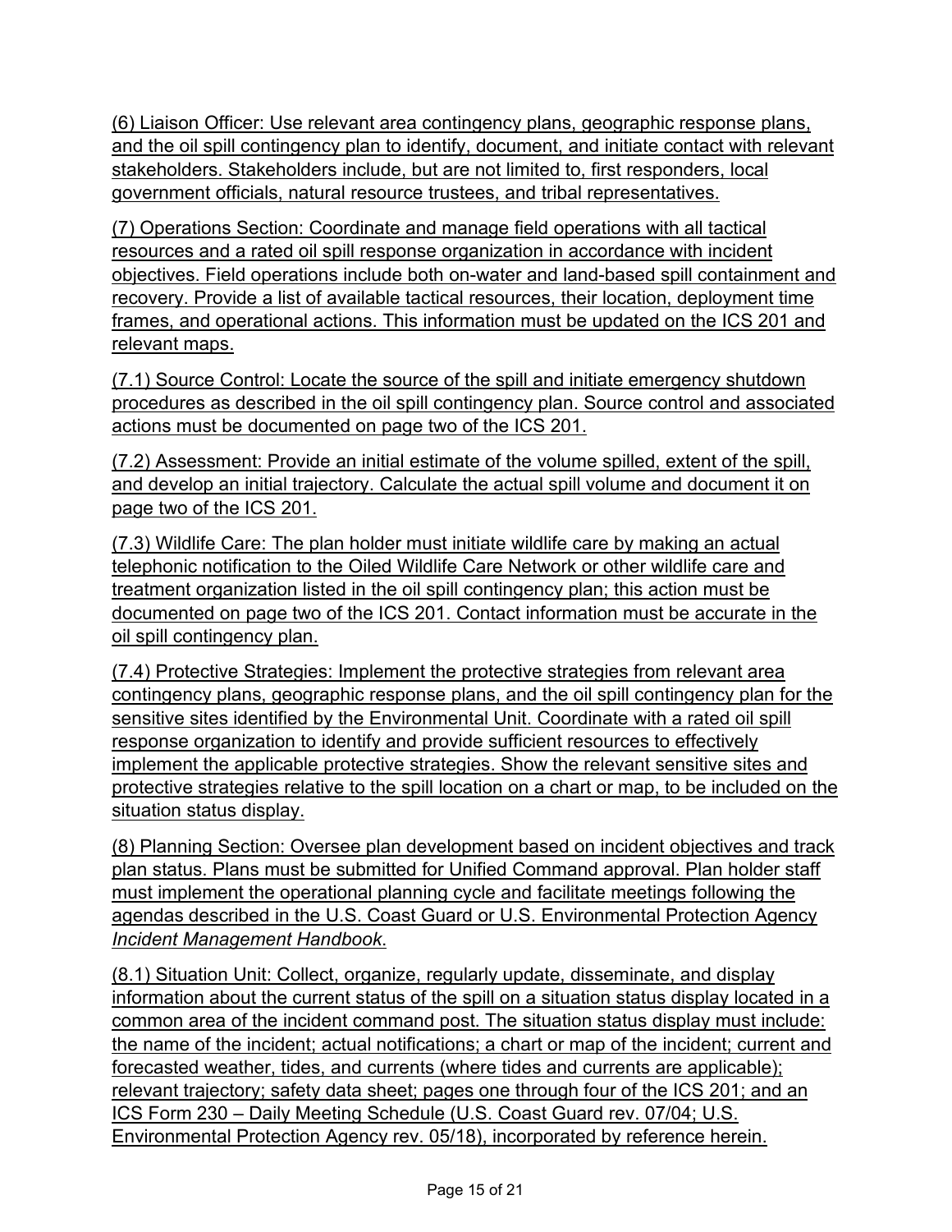(6) Liaison Officer: Use relevant area contingency plans, geographic response plans, and the oil spill contingency plan to identify, document, and initiate contact with relevant stakeholders. Stakeholders include, but are not limited to, first responders, local government officials, natural resource trustees, and tribal representatives.

(7) Operations Section: Coordinate and manage field operations with all tactical resources and a rated oil spill response organization in accordance with incident objectives. Field operations include both on-water and land-based spill containment and recovery. Provide a list of available tactical resources, their location, deployment time frames, and operational actions. This information must be updated on the ICS 201 and relevant maps.

(7.1) Source Control: Locate the source of the spill and initiate emergency shutdown procedures as described in the oil spill contingency plan. Source control and associated actions must be documented on page two of the ICS 201.

(7.2) Assessment: Provide an initial estimate of the volume spilled, extent of the spill, and develop an initial trajectory. Calculate the actual spill volume and document it on page two of the ICS 201.

(7.3) Wildlife Care: The plan holder must initiate wildlife care by making an actual telephonic notification to the Oiled Wildlife Care Network or other wildlife care and treatment organization listed in the oil spill contingency plan; this action must be documented on page two of the ICS 201. Contact information must be accurate in the oil spill contingency plan.

(7.4) Protective Strategies: Implement the protective strategies from relevant area contingency plans, geographic response plans, and the oil spill contingency plan for the sensitive sites identified by the Environmental Unit. Coordinate with a rated oil spill response organization to identify and provide sufficient resources to effectively implement the applicable protective strategies. Show the relevant sensitive sites and protective strategies relative to the spill location on a chart or map, to be included on the situation status display.

(8) Planning Section: Oversee plan development based on incident objectives and track plan status. Plans must be submitted for Unified Command approval. Plan holder staff must implement the operational planning cycle and facilitate meetings following the agendas described in the U.S. Coast Guard or U.S. Environmental Protection Agency *Incident Management Handbook*.

(8.1) Situation Unit: Collect, organize, regularly update, disseminate, and display information about the current status of the spill on a situation status display located in a common area of the incident command post. The situation status display must include: the name of the incident; actual notifications; a chart or map of the incident; current and forecasted weather, tides, and currents (where tides and currents are applicable); relevant trajectory; safety data sheet; pages one through four of the ICS 201; and an ICS Form 230 – Daily Meeting Schedule (U.S. Coast Guard rev. 07/04; U.S. Environmental Protection Agency rev. 05/18), incorporated by reference herein.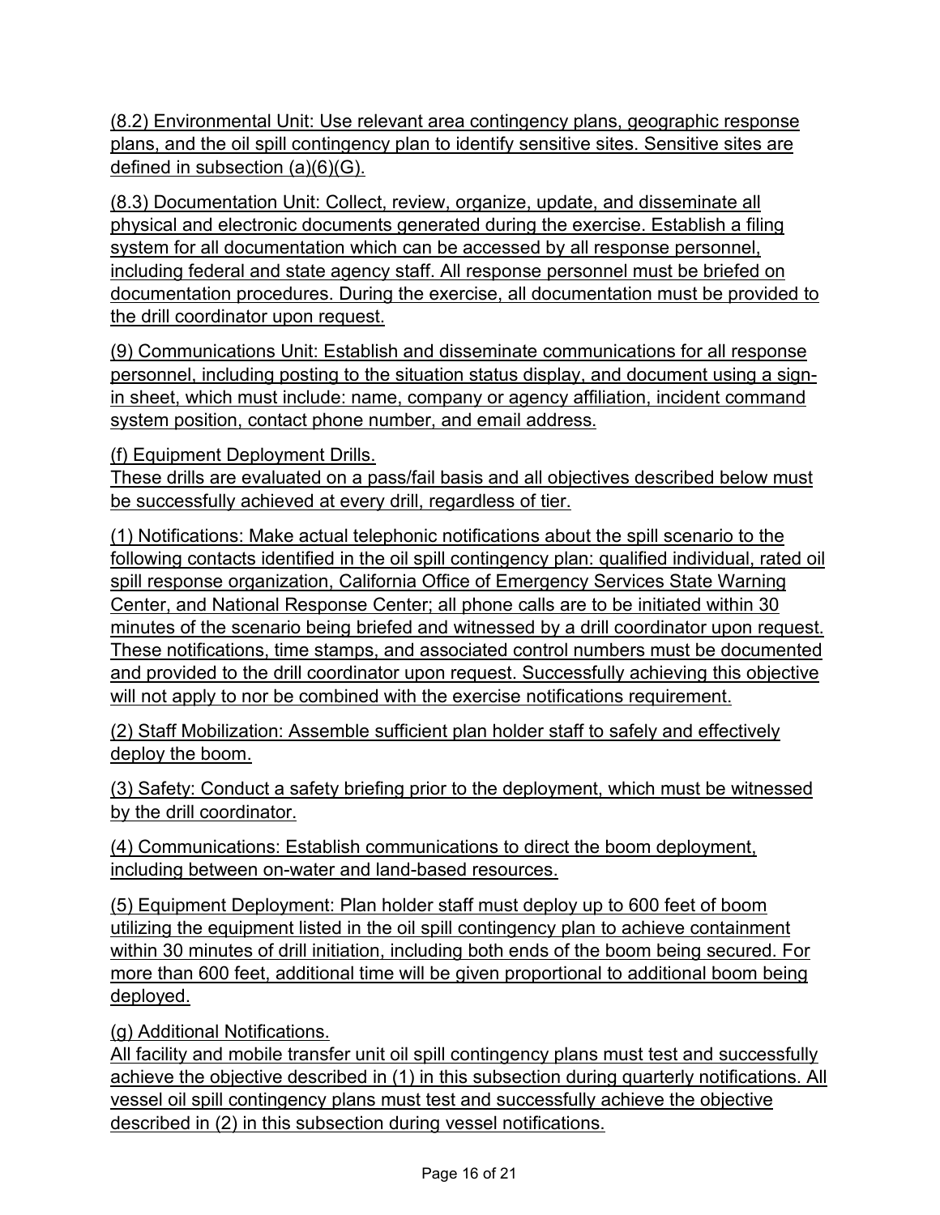(8.2) Environmental Unit: Use relevant area contingency plans, geographic response plans, and the oil spill contingency plan to identify sensitive sites. Sensitive sites are defined in subsection (a)(6)(G).

(8.3) Documentation Unit: Collect, review, organize, update, and disseminate all physical and electronic documents generated during the exercise. Establish a filing system for all documentation which can be accessed by all response personnel, including federal and state agency staff. All response personnel must be briefed on documentation procedures. During the exercise, all documentation must be provided to the drill coordinator upon request.

(9) Communications Unit: Establish and disseminate communications for all response personnel, including posting to the situation status display, and document using a sign-in sheet, which must include: name, company or agency affiliation, incident command system position, contact phone number, and email address.

(f) Equipment Deployment Drills.
These drills are evaluated on a pass/fail basis and all objectives described below must be successfully achieved at every drill, regardless of tier.

(1) Notifications: Make actual telephonic notifications about the spill scenario to the following contacts identified in the oil spill contingency plan: qualified individual, rated oil spill response organization, California Office of Emergency Services State Warning Center, and National Response Center; all phone calls are to be initiated within 30 minutes of the scenario being briefed and witnessed by a drill coordinator upon request. These notifications, time stamps, and associated control numbers must be documented and provided to the drill coordinator upon request. Successfully achieving this objective will not apply to nor be combined with the exercise notifications requirement.

(2) Staff Mobilization: Assemble sufficient plan holder staff to safely and effectively deploy the boom.

(3) Safety: Conduct a safety briefing prior to the deployment, which must be witnessed by the drill coordinator.

(4) Communications: Establish communications to direct the boom deployment, including between on-water and land-based resources.

(5) Equipment Deployment: Plan holder staff must deploy up to 600 feet of boom utilizing the equipment listed in the oil spill contingency plan to achieve containment within 30 minutes of drill initiation, including both ends of the boom being secured. For more than 600 feet, additional time will be given proportional to additional boom being deployed.

(g) Additional Notifications.
All facility and mobile transfer unit oil spill contingency plans must test and successfully achieve the objective described in (1) in this subsection during quarterly notifications. All vessel oil spill contingency plans must test and successfully achieve the objective described in (2) in this subsection during vessel notifications.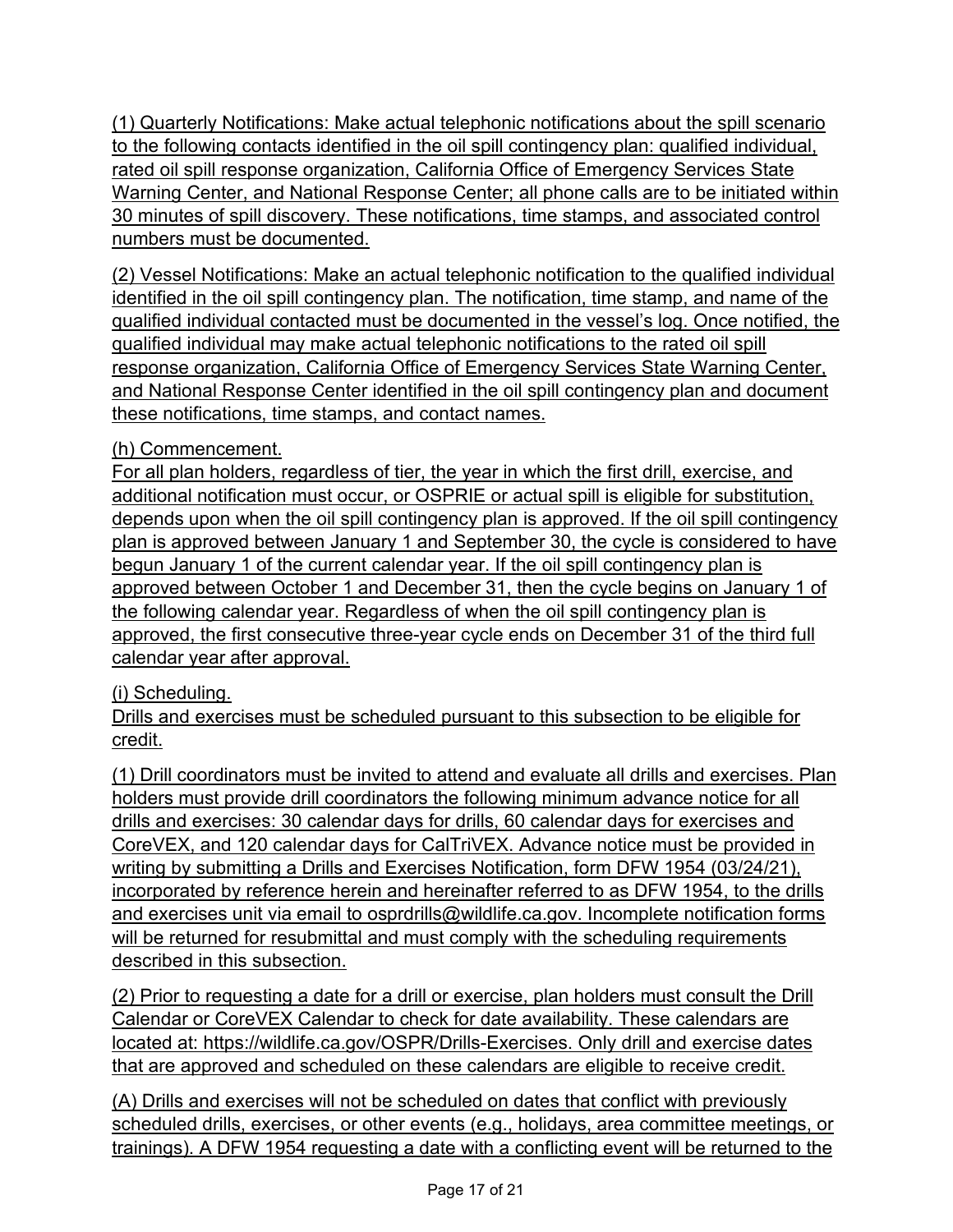(1) Quarterly Notifications: Make actual telephonic notifications about the spill scenario to the following contacts identified in the oil spill contingency plan: qualified individual, rated oil spill response organization, California Office of Emergency Services State Warning Center, and National Response Center; all phone calls are to be initiated within 30 minutes of spill discovery. These notifications, time stamps, and associated control numbers must be documented.

(2) Vessel Notifications: Make an actual telephonic notification to the qualified individual identified in the oil spill contingency plan. The notification, time stamp, and name of the qualified individual contacted must be documented in the vessel's log. Once notified, the qualified individual may make actual telephonic notifications to the rated oil spill response organization, California Office of Emergency Services State Warning Center, and National Response Center identified in the oil spill contingency plan and document these notifications, time stamps, and contact names.

(h) Commencement.

For all plan holders, regardless of tier, the year in which the first drill, exercise, and additional notification must occur, or OSPRIE or actual spill is eligible for substitution, depends upon when the oil spill contingency plan is approved. If the oil spill contingency plan is approved between January 1 and September 30, the cycle is considered to have begun January 1 of the current calendar year. If the oil spill contingency plan is approved between October 1 and December 31, then the cycle begins on January 1 of the following calendar year. Regardless of when the oil spill contingency plan is approved, the first consecutive three-year cycle ends on December 31 of the third full calendar year after approval.

(i) Scheduling.

Drills and exercises must be scheduled pursuant to this subsection to be eligible for credit.

(1) Drill coordinators must be invited to attend and evaluate all drills and exercises. Plan holders must provide drill coordinators the following minimum advance notice for all drills and exercises: 30 calendar days for drills, 60 calendar days for exercises and CoreVEX, and 120 calendar days for CalTriVEX. Advance notice must be provided in writing by submitting a Drills and Exercises Notification, form DFW 1954 (03/24/21), incorporated by reference herein and hereinafter referred to as DFW 1954, to the drills and exercises unit via email to osprdrills@wildlife.ca.gov. Incomplete notification forms will be returned for resubmittal and must comply with the scheduling requirements described in this subsection.

(2) Prior to requesting a date for a drill or exercise, plan holders must consult the Drill Calendar or CoreVEX Calendar to check for date availability. These calendars are located at: https://wildlife.ca.gov/OSPR/Drills-Exercises. Only drill and exercise dates that are approved and scheduled on these calendars are eligible to receive credit.

(A) Drills and exercises will not be scheduled on dates that conflict with previously scheduled drills, exercises, or other events (e.g., holidays, area committee meetings, or trainings). A DFW 1954 requesting a date with a conflicting event will be returned to the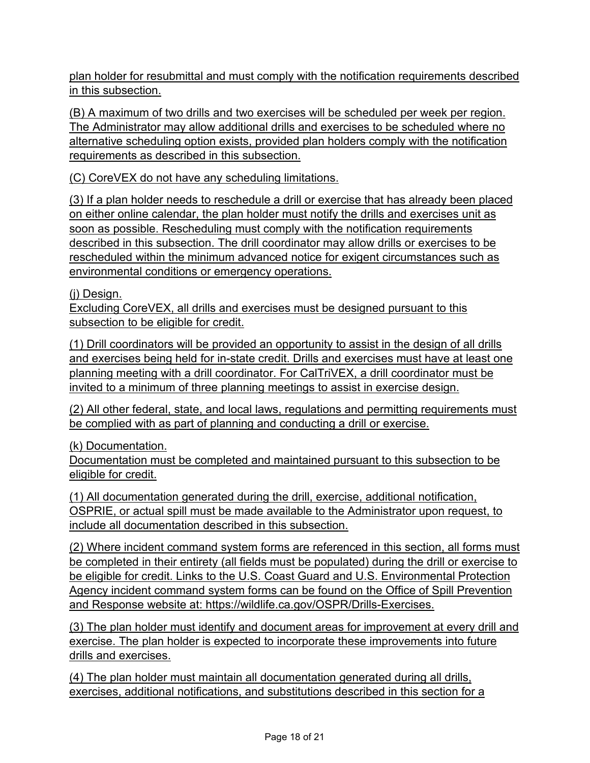plan holder for resubmittal and must comply with the notification requirements described in this subsection.

(B) A maximum of two drills and two exercises will be scheduled per week per region. The Administrator may allow additional drills and exercises to be scheduled where no alternative scheduling option exists, provided plan holders comply with the notification requirements as described in this subsection.

(C) CoreVEX do not have any scheduling limitations.

(3) If a plan holder needs to reschedule a drill or exercise that has already been placed on either online calendar, the plan holder must notify the drills and exercises unit as soon as possible. Rescheduling must comply with the notification requirements described in this subsection. The drill coordinator may allow drills or exercises to be rescheduled within the minimum advanced notice for exigent circumstances such as environmental conditions or emergency operations.

(j) Design.
Excluding CoreVEX, all drills and exercises must be designed pursuant to this subsection to be eligible for credit.

(1) Drill coordinators will be provided an opportunity to assist in the design of all drills and exercises being held for in-state credit. Drills and exercises must have at least one planning meeting with a drill coordinator. For CalTriVEX, a drill coordinator must be invited to a minimum of three planning meetings to assist in exercise design.

(2) All other federal, state, and local laws, regulations and permitting requirements must be complied with as part of planning and conducting a drill or exercise.

(k) Documentation.
Documentation must be completed and maintained pursuant to this subsection to be eligible for credit.

(1) All documentation generated during the drill, exercise, additional notification, OSPRIE, or actual spill must be made available to the Administrator upon request, to include all documentation described in this subsection.

(2) Where incident command system forms are referenced in this section, all forms must be completed in their entirety (all fields must be populated) during the drill or exercise to be eligible for credit. Links to the U.S. Coast Guard and U.S. Environmental Protection Agency incident command system forms can be found on the Office of Spill Prevention and Response website at: https://wildlife.ca.gov/OSPR/Drills-Exercises.

(3) The plan holder must identify and document areas for improvement at every drill and exercise. The plan holder is expected to incorporate these improvements into future drills and exercises.

(4) The plan holder must maintain all documentation generated during all drills, exercises, additional notifications, and substitutions described in this section for a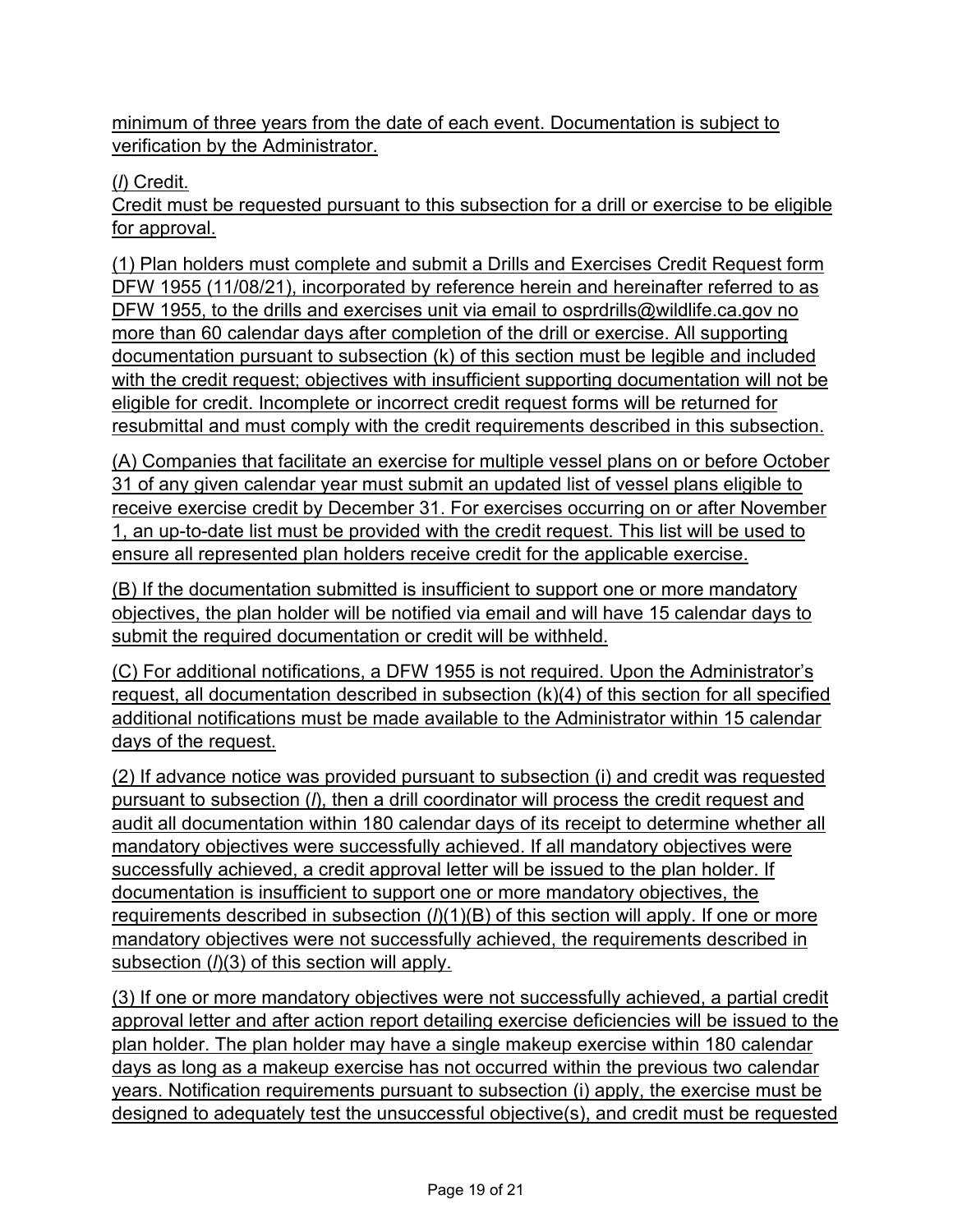minimum of three years from the date of each event. Documentation is subject to verification by the Administrator.

(*l*) Credit.

Credit must be requested pursuant to this subsection for a drill or exercise to be eligible for approval.

(1) Plan holders must complete and submit a Drills and Exercises Credit Request form DFW 1955 (11/08/21), incorporated by reference herein and hereinafter referred to as DFW 1955, to the drills and exercises unit via email to osprdrills@wildlife.ca.gov no more than 60 calendar days after completion of the drill or exercise. All supporting documentation pursuant to subsection (k) of this section must be legible and included with the credit request; objectives with insufficient supporting documentation will not be eligible for credit. Incomplete or incorrect credit request forms will be returned for resubmittal and must comply with the credit requirements described in this subsection.

(A) Companies that facilitate an exercise for multiple vessel plans on or before October 31 of any given calendar year must submit an updated list of vessel plans eligible to receive exercise credit by December 31. For exercises occurring on or after November 1, an up-to-date list must be provided with the credit request. This list will be used to ensure all represented plan holders receive credit for the applicable exercise.

(B) If the documentation submitted is insufficient to support one or more mandatory objectives, the plan holder will be notified via email and will have 15 calendar days to submit the required documentation or credit will be withheld.

(C) For additional notifications, a DFW 1955 is not required. Upon the Administrator's request, all documentation described in subsection (k)(4) of this section for all specified additional notifications must be made available to the Administrator within 15 calendar days of the request.

(2) If advance notice was provided pursuant to subsection (i) and credit was requested pursuant to subsection (*l*), then a drill coordinator will process the credit request and audit all documentation within 180 calendar days of its receipt to determine whether all mandatory objectives were successfully achieved. If all mandatory objectives were successfully achieved, a credit approval letter will be issued to the plan holder. If documentation is insufficient to support one or more mandatory objectives, the requirements described in subsection (*l*)(1)(B) of this section will apply. If one or more mandatory objectives were not successfully achieved, the requirements described in subsection (*l*)(3) of this section will apply.

(3) If one or more mandatory objectives were not successfully achieved, a partial credit approval letter and after action report detailing exercise deficiencies will be issued to the plan holder. The plan holder may have a single makeup exercise within 180 calendar days as long as a makeup exercise has not occurred within the previous two calendar years. Notification requirements pursuant to subsection (i) apply, the exercise must be designed to adequately test the unsuccessful objective(s), and credit must be requested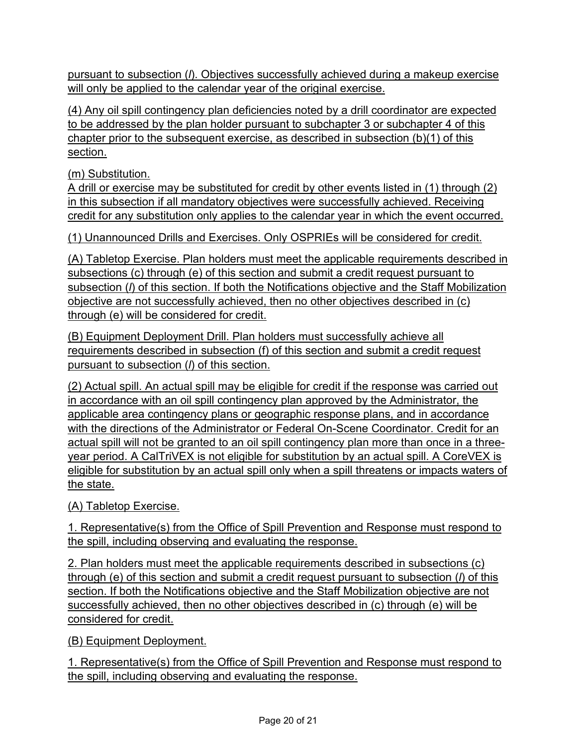pursuant to subsection (*l*). Objectives successfully achieved during a makeup exercise will only be applied to the calendar year of the original exercise.

(4) Any oil spill contingency plan deficiencies noted by a drill coordinator are expected to be addressed by the plan holder pursuant to subchapter 3 or subchapter 4 of this chapter prior to the subsequent exercise, as described in subsection (b)(1) of this section.

(m) Substitution.
A drill or exercise may be substituted for credit by other events listed in (1) through (2) in this subsection if all mandatory objectives were successfully achieved. Receiving credit for any substitution only applies to the calendar year in which the event occurred.

(1) Unannounced Drills and Exercises. Only OSPRIEs will be considered for credit.

(A) Tabletop Exercise. Plan holders must meet the applicable requirements described in subsections (c) through (e) of this section and submit a credit request pursuant to subsection (*l*) of this section. If both the Notifications objective and the Staff Mobilization objective are not successfully achieved, then no other objectives described in (c) through (e) will be considered for credit.

(B) Equipment Deployment Drill. Plan holders must successfully achieve all requirements described in subsection (f) of this section and submit a credit request pursuant to subsection (*l*) of this section.

(2) Actual spill. An actual spill may be eligible for credit if the response was carried out in accordance with an oil spill contingency plan approved by the Administrator, the applicable area contingency plans or geographic response plans, and in accordance with the directions of the Administrator or Federal On-Scene Coordinator. Credit for an actual spill will not be granted to an oil spill contingency plan more than once in a three-year period. A CalTriVEX is not eligible for substitution by an actual spill. A CoreVEX is eligible for substitution by an actual spill only when a spill threatens or impacts waters of the state.

(A) Tabletop Exercise.

1. Representative(s) from the Office of Spill Prevention and Response must respond to the spill, including observing and evaluating the response.

2. Plan holders must meet the applicable requirements described in subsections (c) through (e) of this section and submit a credit request pursuant to subsection (*l*) of this section. If both the Notifications objective and the Staff Mobilization objective are not successfully achieved, then no other objectives described in (c) through (e) will be considered for credit.

(B) Equipment Deployment.

1. Representative(s) from the Office of Spill Prevention and Response must respond to the spill, including observing and evaluating the response.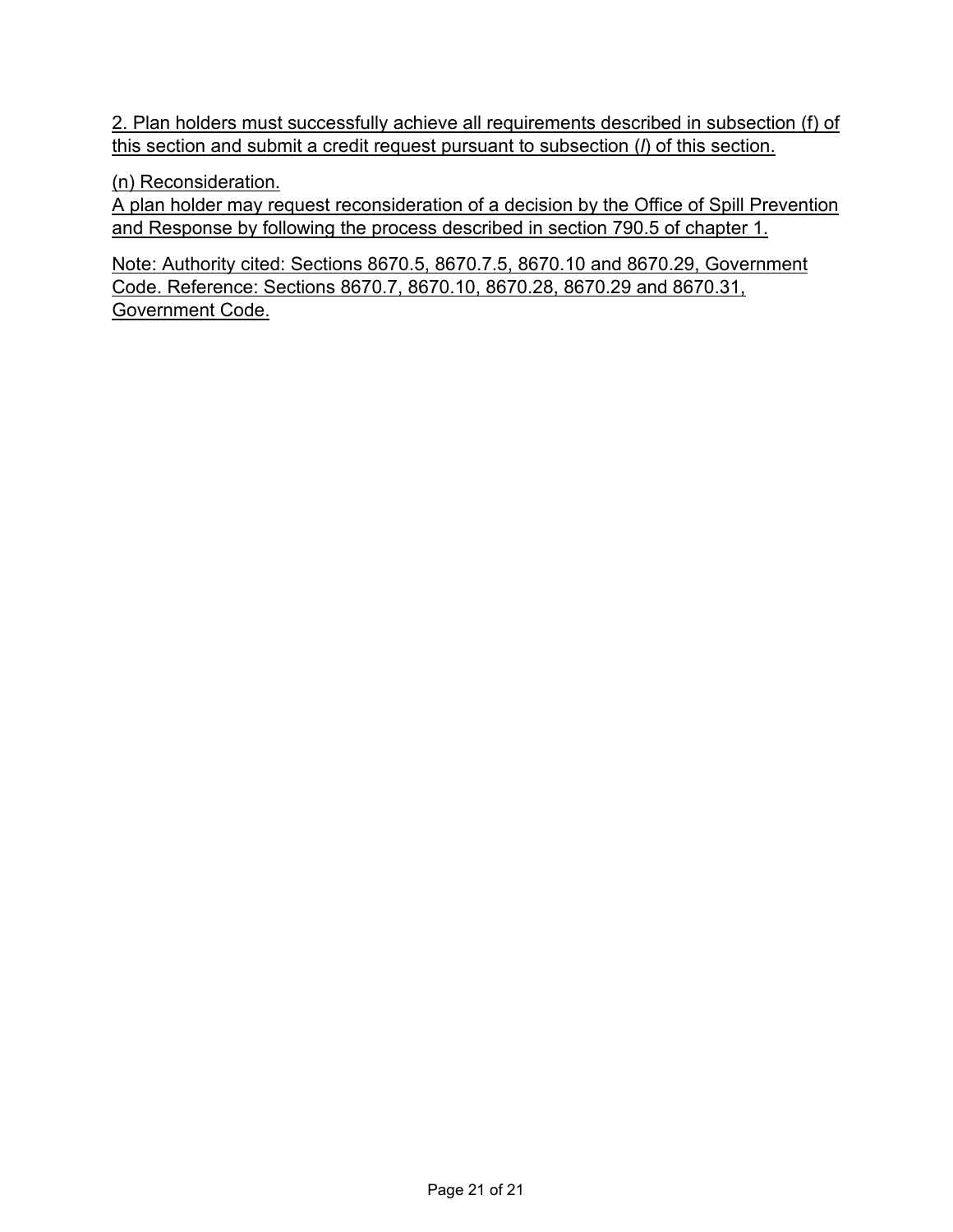2. Plan holders must successfully achieve all requirements described in subsection (f) of this section and submit a credit request pursuant to subsection (*l*) of this section.

(n) Reconsideration.
A plan holder may request reconsideration of a decision by the Office of Spill Prevention and Response by following the process described in section 790.5 of chapter 1.

Note: Authority cited: Sections 8670.5, 8670.7.5, 8670.10 and 8670.29, Government Code. Reference: Sections 8670.7, 8670.10, 8670.28, 8670.29 and 8670.31, Government Code.